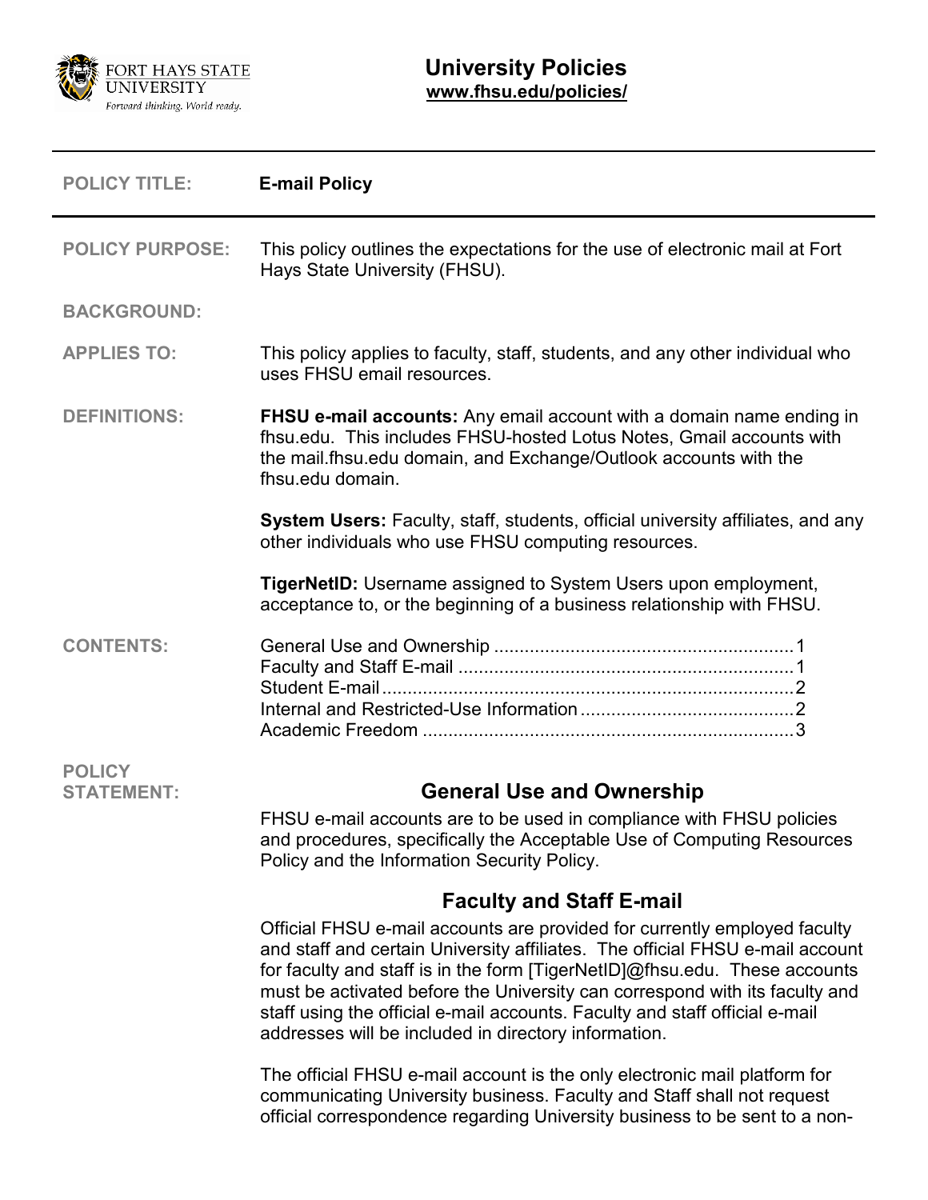**University Policies**
**www.fhsu.edu/policies/**

| | |
|---|---|
| **POLICY TITLE:** | **E-mail Policy** |
| **POLICY PURPOSE:** | This policy outlines the expectations for the use of electronic mail at Fort Hays State University (FHSU). |
| **BACKGROUND:** | |
| **APPLIES TO:** | This policy applies to faculty, staff, students, and any other individual who uses FHSU email resources. |
| **DEFINITIONS:** | **FHSU e-mail accounts:** Any email account with a domain name ending in fhsu.edu. This includes FHSU-hosted Lotus Notes, Gmail accounts with the mail.fhsu.edu domain, and Exchange/Outlook accounts with the fhsu.edu domain.<br><br>**System Users:** Faculty, staff, students, official university affiliates, and any other individuals who use FHSU computing resources.<br><br>**TigerNetID:** Username assigned to System Users upon employment, acceptance to, or the beginning of a business relationship with FHSU. |
| **CONTENTS:** | General Use and Ownership ....... 1<br>Faculty and Staff E-mail ....... 1<br>Student E-mail ....... 2<br>Internal and Restricted-Use Information ....... 2<br>Academic Freedom ....... 3 |

**POLICY STATEMENT:**

## General Use and Ownership

FHSU e-mail accounts are to be used in compliance with FHSU policies and procedures, specifically the Acceptable Use of Computing Resources Policy and the Information Security Policy.

## Faculty and Staff E-mail

Official FHSU e-mail accounts are provided for currently employed faculty and staff and certain University affiliates. The official FHSU e-mail account for faculty and staff is in the form [TigerNetID]@fhsu.edu. These accounts must be activated before the University can correspond with its faculty and staff using the official e-mail accounts. Faculty and staff official e-mail addresses will be included in directory information.

The official FHSU e-mail account is the only electronic mail platform for communicating University business. Faculty and Staff shall not request official correspondence regarding University business to be sent to a non-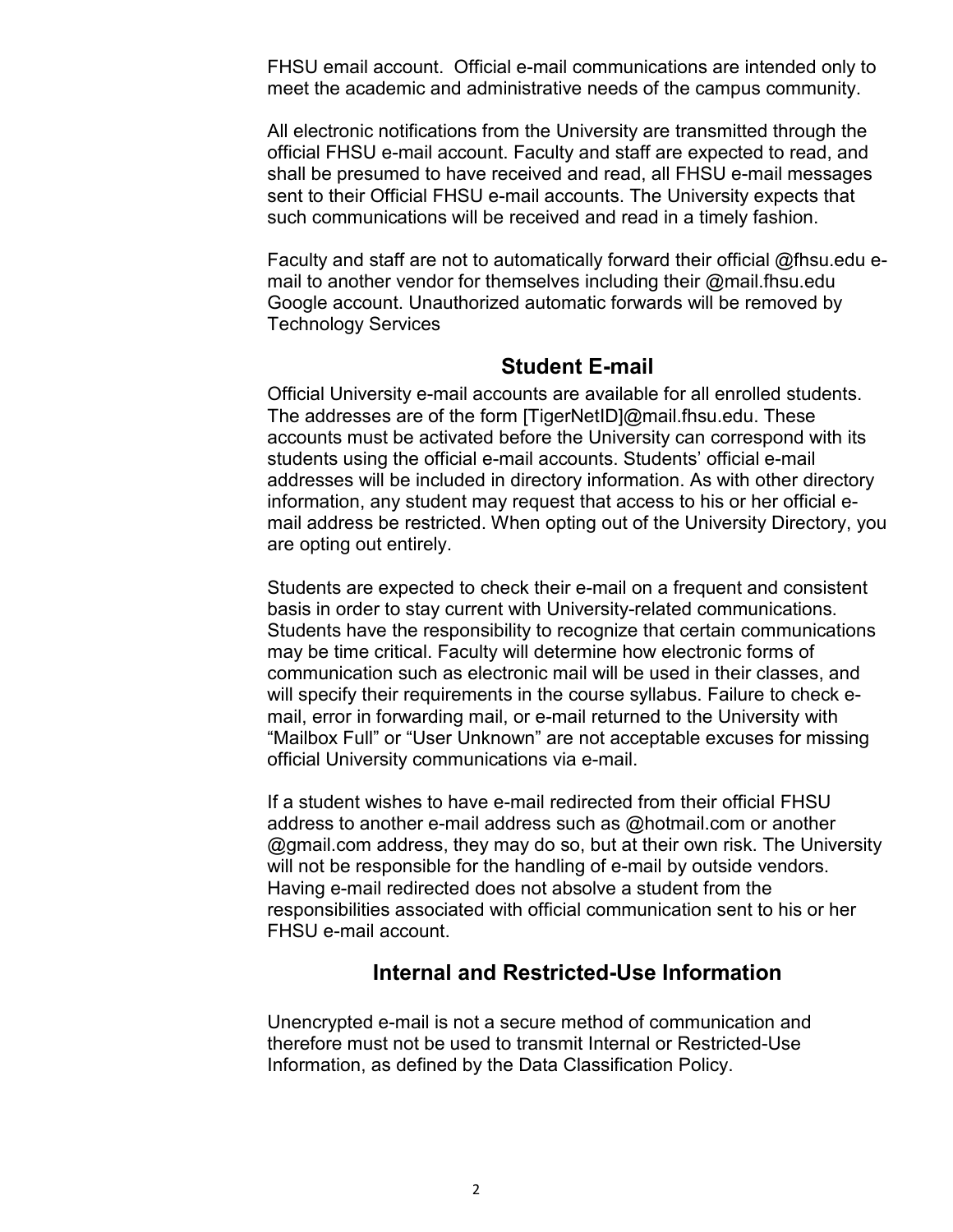FHSU email account. Official e-mail communications are intended only to meet the academic and administrative needs of the campus community.

All electronic notifications from the University are transmitted through the official FHSU e-mail account. Faculty and staff are expected to read, and shall be presumed to have received and read, all FHSU e-mail messages sent to their Official FHSU e-mail accounts. The University expects that such communications will be received and read in a timely fashion.

Faculty and staff are not to automatically forward their official @fhsu.edu e-mail to another vendor for themselves including their @mail.fhsu.edu Google account. Unauthorized automatic forwards will be removed by Technology Services

## Student E-mail

Official University e-mail accounts are available for all enrolled students. The addresses are of the form [TigerNetID]@mail.fhsu.edu. These accounts must be activated before the University can correspond with its students using the official e-mail accounts. Students' official e-mail addresses will be included in directory information. As with other directory information, any student may request that access to his or her official e-mail address be restricted. When opting out of the University Directory, you are opting out entirely.

Students are expected to check their e-mail on a frequent and consistent basis in order to stay current with University-related communications. Students have the responsibility to recognize that certain communications may be time critical. Faculty will determine how electronic forms of communication such as electronic mail will be used in their classes, and will specify their requirements in the course syllabus. Failure to check e-mail, error in forwarding mail, or e-mail returned to the University with "Mailbox Full" or "User Unknown" are not acceptable excuses for missing official University communications via e-mail.

If a student wishes to have e-mail redirected from their official FHSU address to another e-mail address such as @hotmail.com or another @gmail.com address, they may do so, but at their own risk. The University will not be responsible for the handling of e-mail by outside vendors. Having e-mail redirected does not absolve a student from the responsibilities associated with official communication sent to his or her FHSU e-mail account.

## Internal and Restricted-Use Information

Unencrypted e-mail is not a secure method of communication and therefore must not be used to transmit Internal or Restricted-Use Information, as defined by the Data Classification Policy.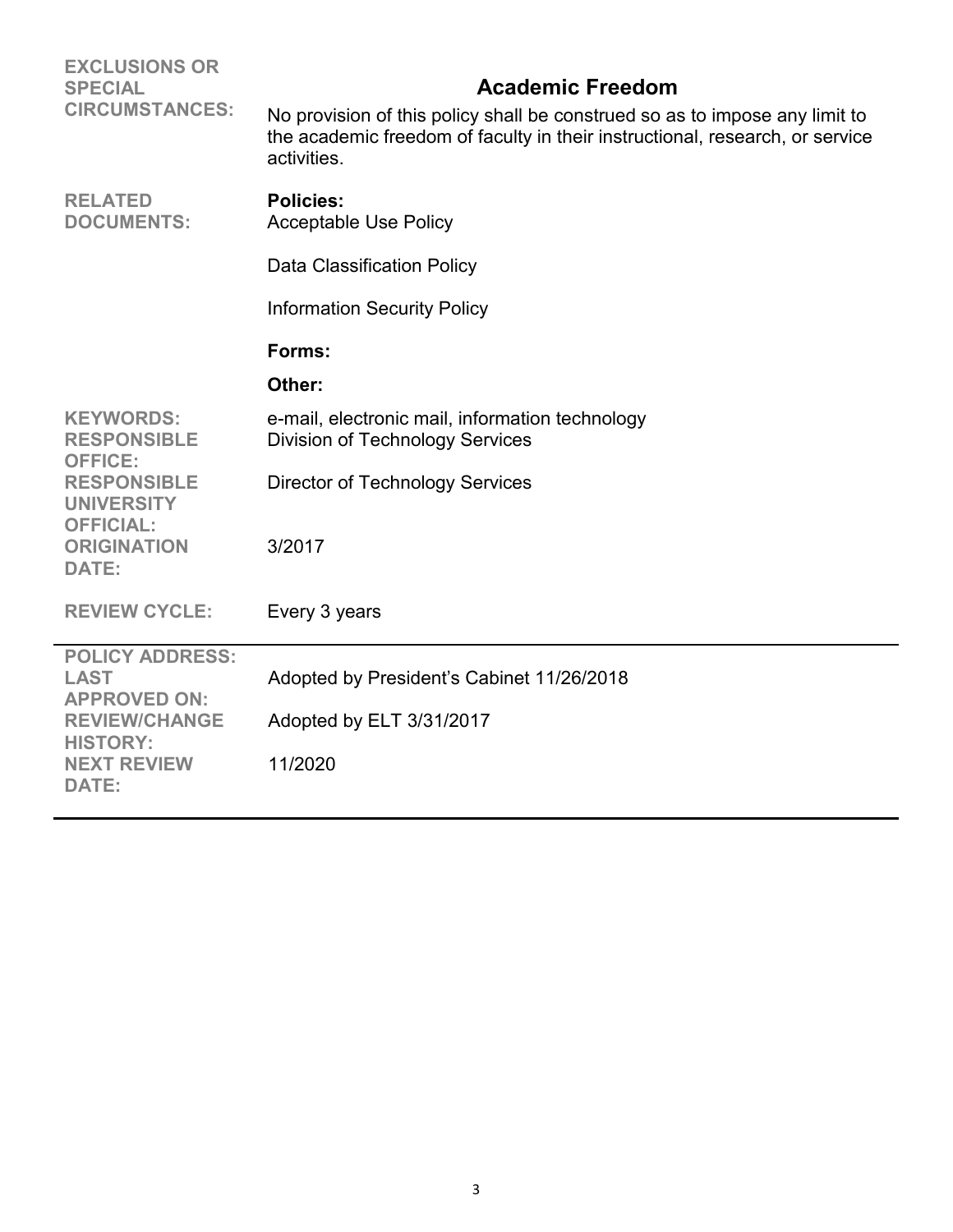**EXCLUSIONS OR SPECIAL CIRCUMSTANCES:**

## Academic Freedom

No provision of this policy shall be construed so as to impose any limit to the academic freedom of faculty in their instructional, research, or service activities.

**RELATED DOCUMENTS:**

**Policies:**

Acceptable Use Policy

Data Classification Policy

Information Security Policy

**Forms:**

**Other:**

| | |
|---|---|
| **KEYWORDS:** | e-mail, electronic mail, information technology |
| **RESPONSIBLE OFFICE:** | Division of Technology Services |
| **RESPONSIBLE UNIVERSITY OFFICIAL:** | Director of Technology Services |
| **ORIGINATION DATE:** | 3/2017 |
| **REVIEW CYCLE:** | Every 3 years |

---

| | |
|---|---|
| **POLICY ADDRESS:** | |
| **LAST APPROVED ON:** | Adopted by President's Cabinet 11/26/2018 |
| **REVIEW/CHANGE HISTORY:** | Adopted by ELT 3/31/2017 |
| **NEXT REVIEW DATE:** | 11/2020 |